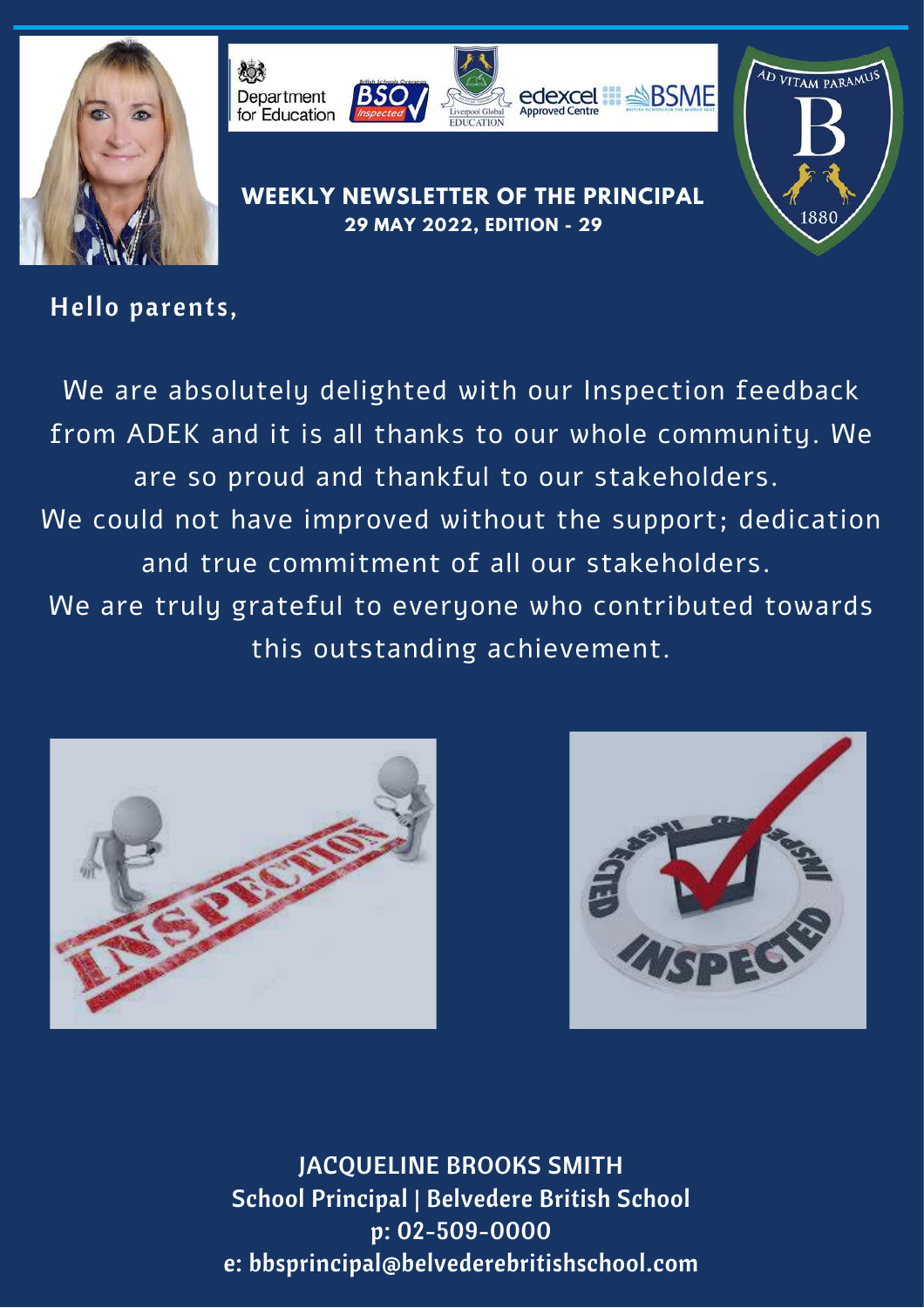# WEEKLY NEWSLETTER OF THE PRINCIPAL

**29 MAY 2022, EDITION - 29**

**Hello parents,**

We are absolutely delighted with our Inspection feedback from ADEK and it is all thanks to our whole community. We are so proud and thankful to our stakeholders.
We could not have improved without the support; dedication and true commitment of all our stakeholders.
We are truly grateful to everyone who contributed towards this outstanding achievement.

**JACQUELINE BROOKS SMITH**
**School Principal | Belvedere British School**
**p: 02-509-0000**
**e: bbsprincipal@belvederebritishschool.com**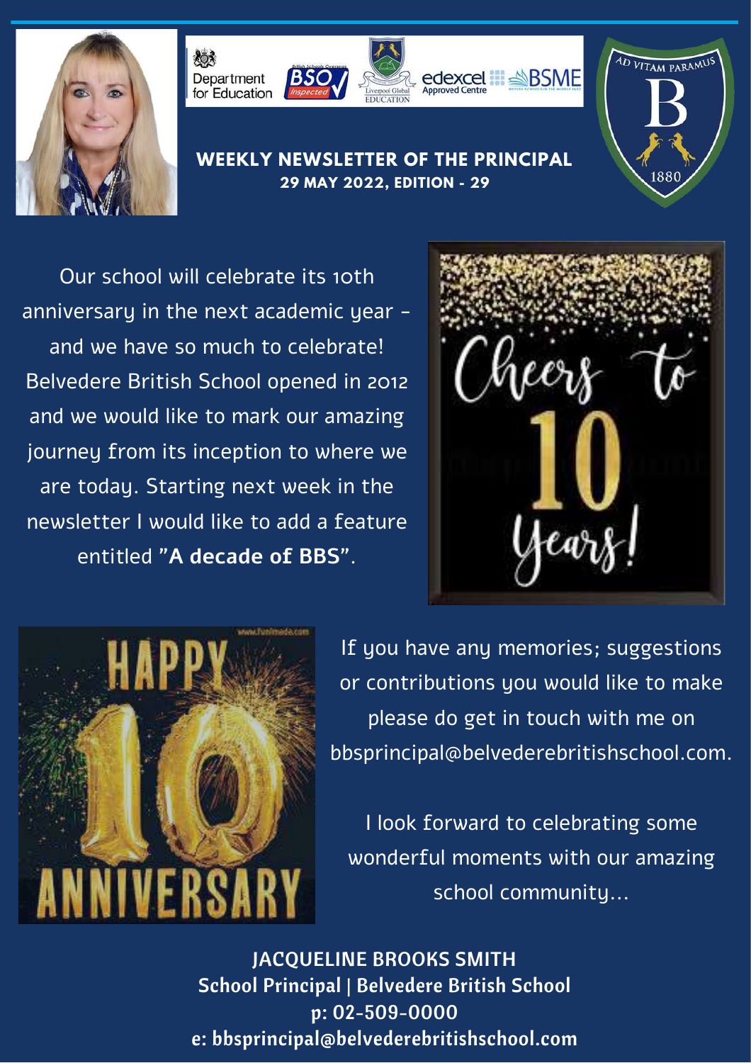## WEEKLY NEWSLETTER OF THE PRINCIPAL

**29 MAY 2022, EDITION - 29**

Our school will celebrate its 10th anniversary in the next academic year – and we have so much to celebrate! Belvedere British School opened in 2012 and we would like to mark our amazing journey from its inception to where we are today. Starting next week in the newsletter I would like to add a feature entitled "**A decade of BBS**".

If you have any memories; suggestions or contributions you would like to make please do get in touch with me on bbsprincipal@belvederebritishschool.com.

I look forward to celebrating some wonderful moments with our amazing school community...

**JACQUELINE BROOKS SMITH**
**School Principal | Belvedere British School**
**p: 02-509-0000**
**e: bbsprincipal@belvederebritishschool.com**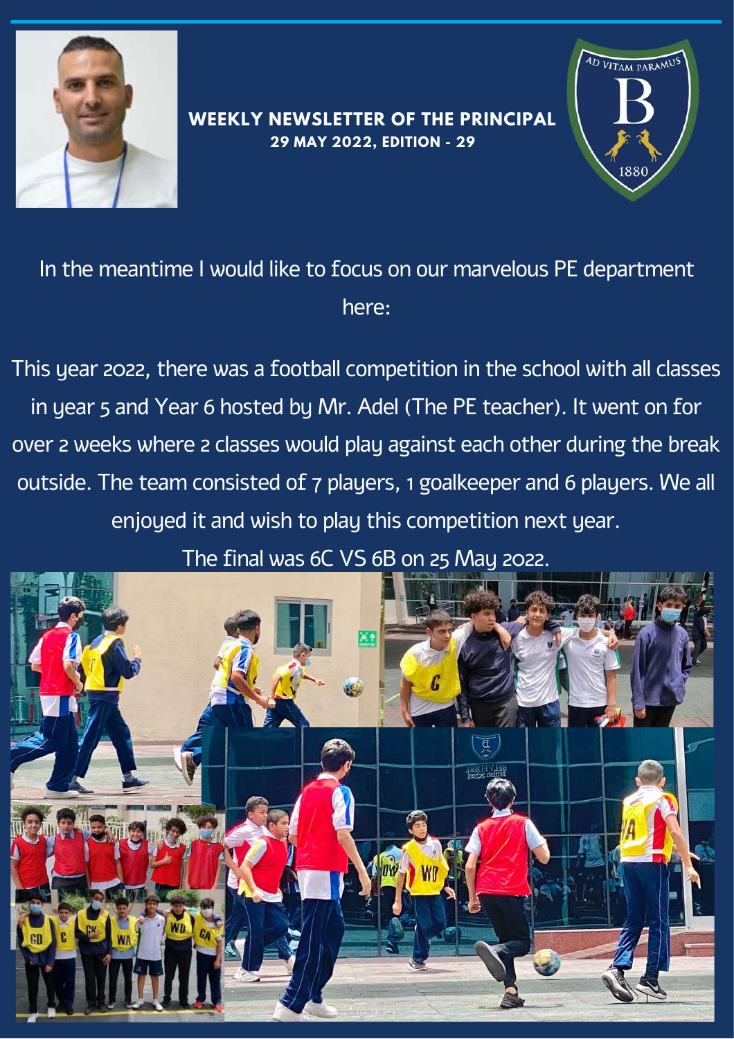**WEEKLY NEWSLETTER OF THE PRINCIPAL**
**29 MAY 2022, EDITION - 29**

In the meantime I would like to focus on our marvelous PE department here:

This year 2022, there was a football competition in the school with all classes in year 5 and Year 6 hosted by Mr. Adel (The PE teacher). It went on for over 2 weeks where 2 classes would play against each other during the break outside. The team consisted of 7 players, 1 goalkeeper and 6 players. We all enjoyed it and wish to play this competition next year.

The final was 6C VS 6B on 25 May 2022.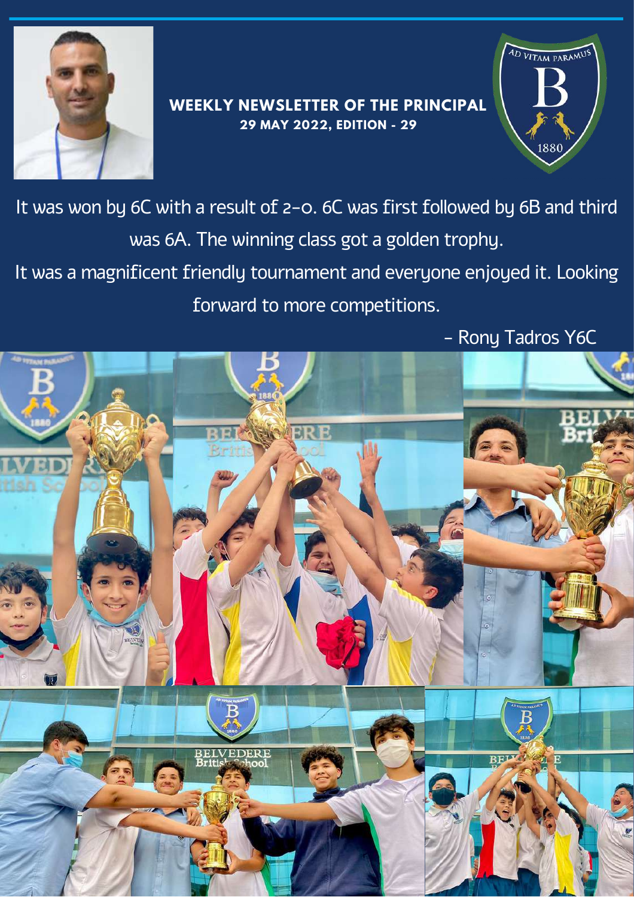**WEEKLY NEWSLETTER OF THE PRINCIPAL**
**29 MAY 2022, EDITION - 29**

It was won by 6C with a result of 2-0. 6C was first followed by 6B and third was 6A. The winning class got a golden trophy.

It was a magnificent friendly tournament and everyone enjoyed it. Looking forward to more competitions.

- Rony Tadros Y6C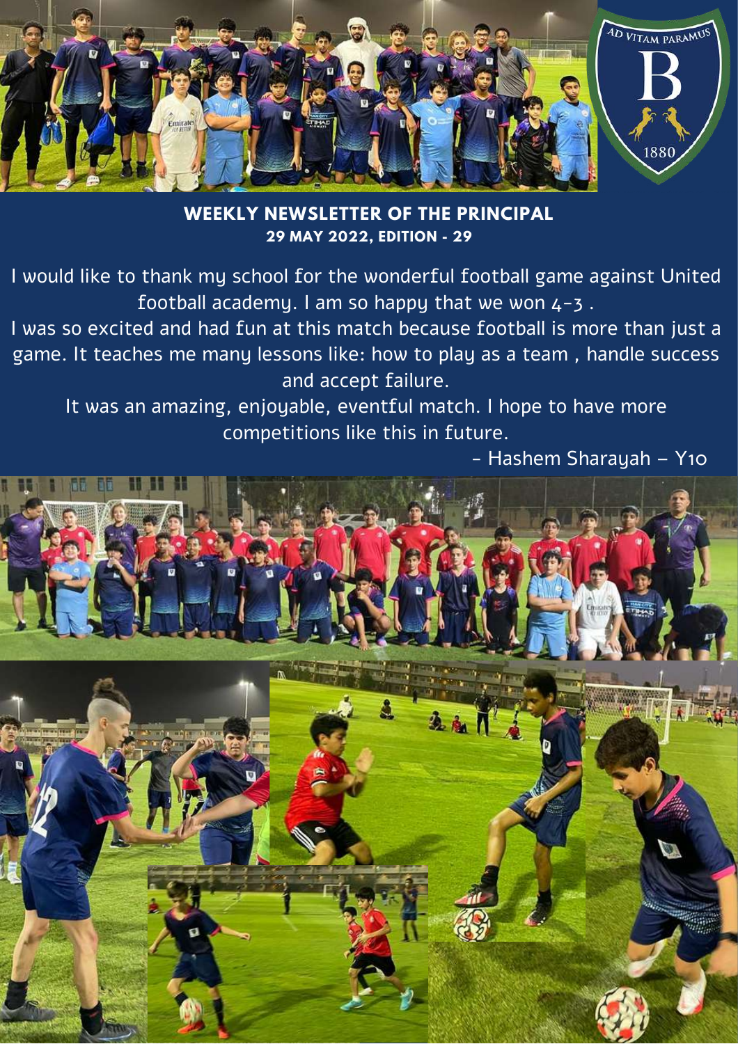AD VITAM PARAMUS

B

1880

## WEEKLY NEWSLETTER OF THE PRINCIPAL
### 29 MAY 2022, EDITION - 29

I would like to thank my school for the wonderful football game against United football academy. I am so happy that we won 4-3 .

I was so excited and had fun at this match because football is more than just a game. It teaches me many lessons like: how to play as a team , handle success and accept failure.

It was an amazing, enjoyable, eventful match. I hope to have more competitions like this in future.

- Hashem Sharayah – Y10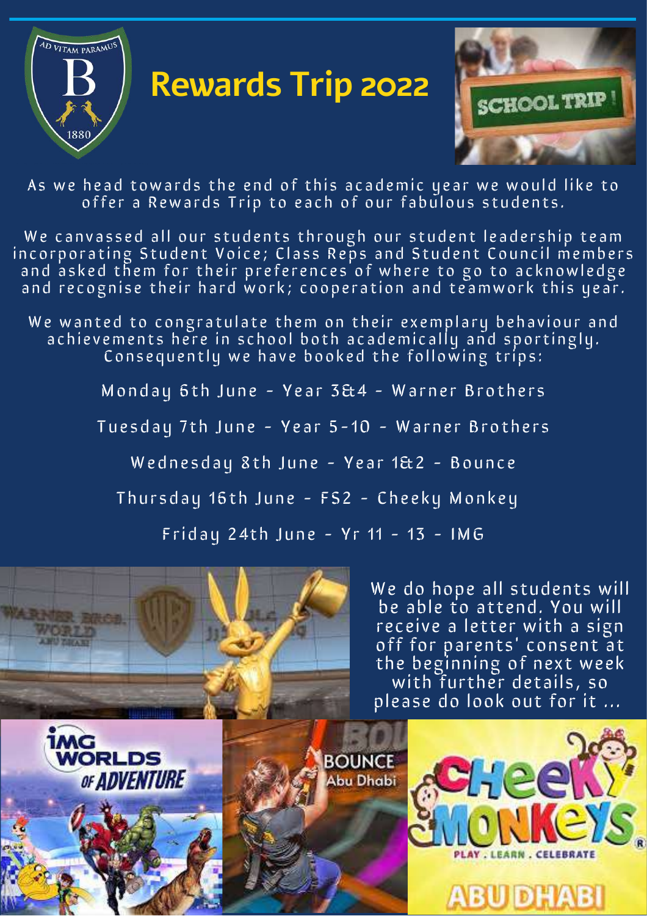# Rewards Trip 2022

As we head towards the end of this academic year we would like to offer a Rewards Trip to each of our fabulous students.

We canvassed all our students through our student leadership team incorporating Student Voice; Class Reps and Student Council members and asked them for their preferences of where to go to acknowledge and recognise their hard work; cooperation and teamwork this year.

We wanted to congratulate them on their exemplary behaviour and achievements here in school both academically and sportingly. Consequently we have booked the following trips:

Monday 6th June - Year 3&4 - Warner Brothers

Tuesday 7th June - Year 5-10 - Warner Brothers

Wednesday 8th June - Year 1&2 - Bounce

Thursday 16th June - FS2 - Cheeky Monkey

Friday 24th June - Yr 11 - 13 - IMG

We do hope all students will be able to attend. You will receive a letter with a sign off for parents' consent at the beginning of next week with further details, so please do look out for it ...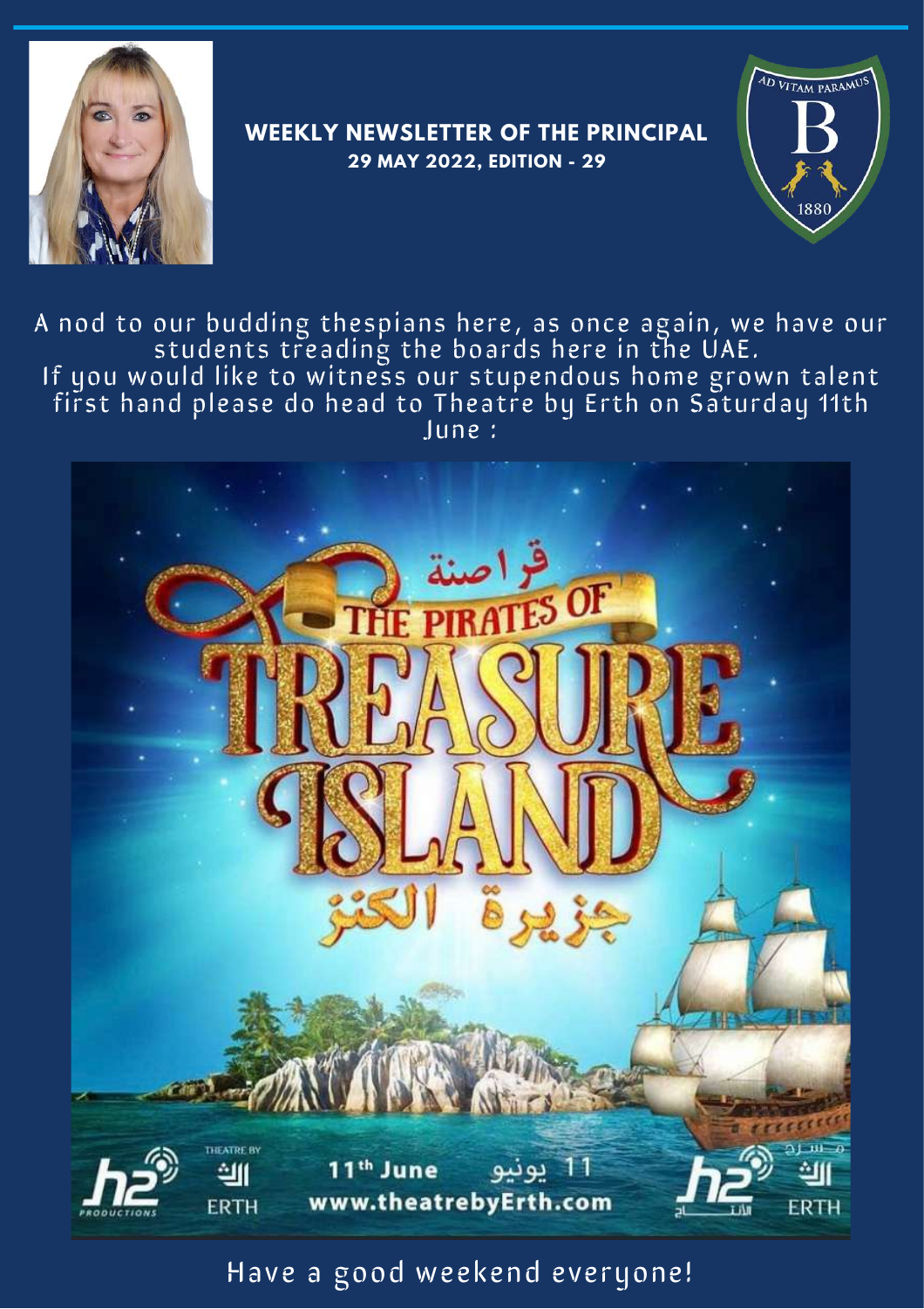**WEEKLY NEWSLETTER OF THE PRINCIPAL**
**29 MAY 2022, EDITION - 29**

A nod to our budding thespians here, as once again, we have our students treading the boards here in the UAE.
If you would like to witness our stupendous home grown talent first hand please do head to Theatre by Erth on Saturday 11th June :

قراصنة
THE PIRATES OF
TREASURE
ISLAND
جزيرة الكنز

11th June 11 يونيو
www.theatrebyErth.com

Have a good weekend everyone!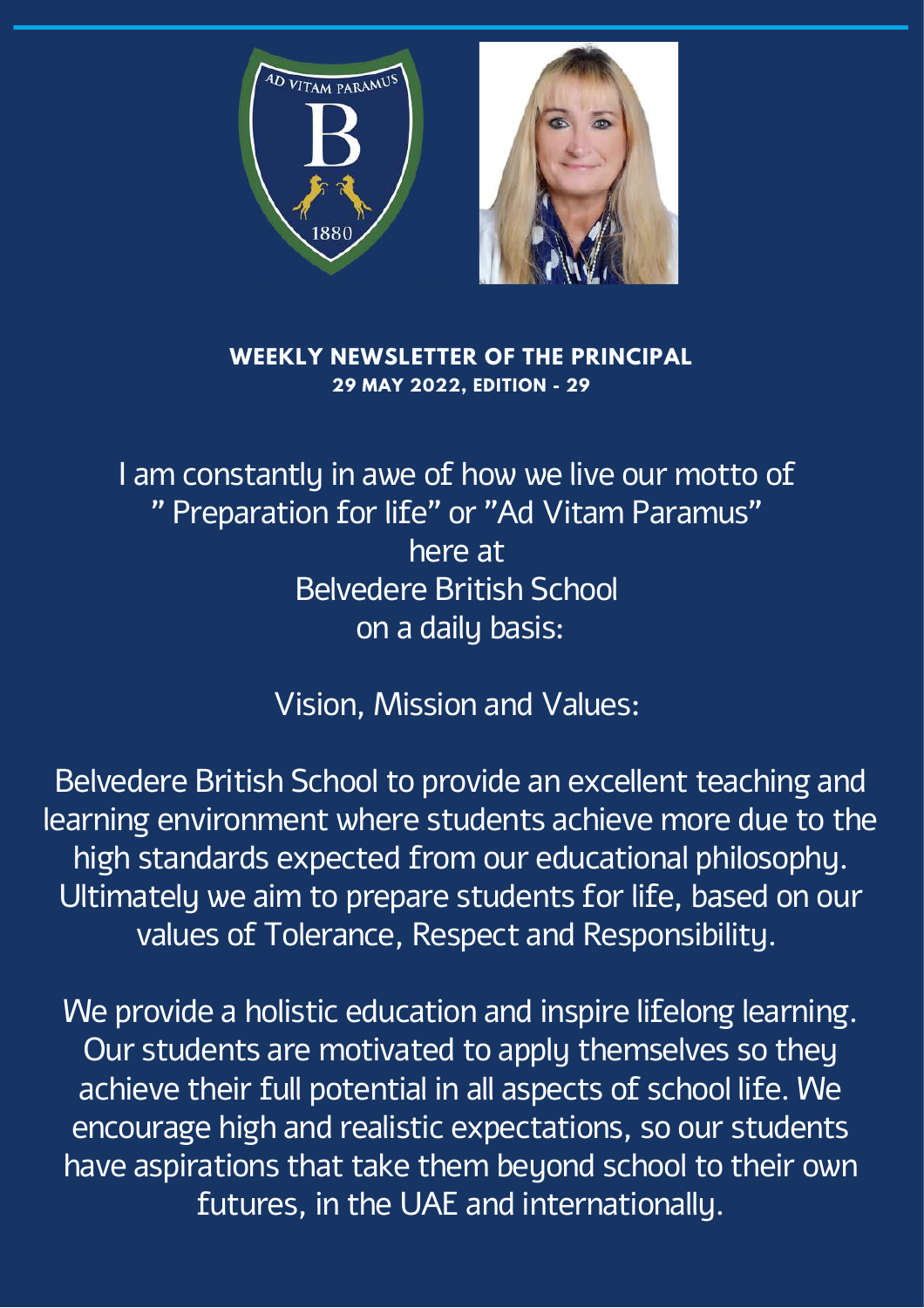**WEEKLY NEWSLETTER OF THE PRINCIPAL**
**29 MAY 2022, EDITION - 29**

I am constantly in awe of how we live our motto of " Preparation for life" or "Ad Vitam Paramus" here at Belvedere British School on a daily basis:

Vision, Mission and Values:

Belvedere British School to provide an excellent teaching and learning environment where students achieve more due to the high standards expected from our educational philosophy. Ultimately we aim to prepare students for life, based on our values of Tolerance, Respect and Responsibility.

We provide a holistic education and inspire lifelong learning. Our students are motivated to apply themselves so they achieve their full potential in all aspects of school life. We encourage high and realistic expectations, so our students have aspirations that take them beyond school to their own futures, in the UAE and internationally.